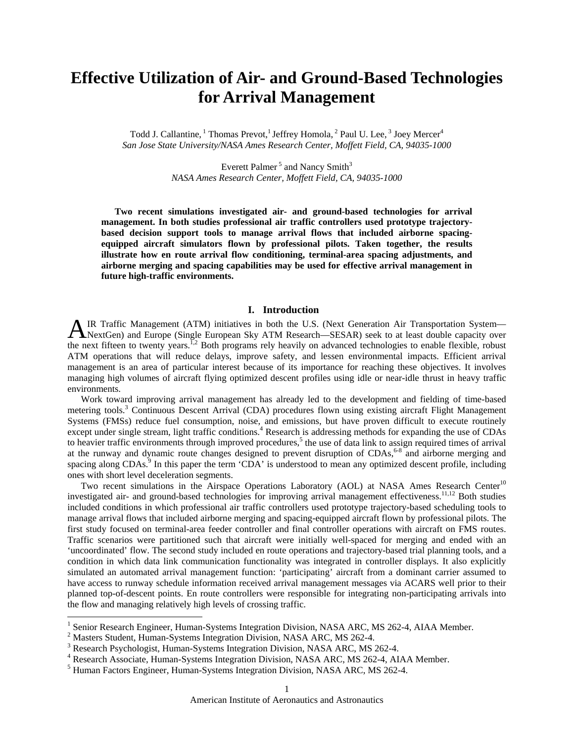# Effective Utilization of Air- and Ground-Based Technologies for Arrival Management

Todd J. Callantine, [1] Thomas Prevot,[1] Jeffrey Homola, [2] Paul U. Lee, [3] Joey Mercer[4]
*San Jose State University/NASA Ames Research Center, Moffett Field, CA, 94035-1000*

Everett Palmer [5] and Nancy Smith[3]
*NASA Ames Research Center, Moffett Field, CA, 94035-1000*

**Two recent simulations investigated air- and ground-based technologies for arrival management. In both studies professional air traffic controllers used prototype trajectory-based decision support tools to manage arrival flows that included airborne spacing-equipped aircraft simulators flown by professional pilots. Taken together, the results illustrate how en route arrival flow conditioning, terminal-area spacing adjustments, and airborne merging and spacing capabilities may be used for effective arrival management in future high-traffic environments.**

## I. Introduction

AIR Traffic Management (ATM) initiatives in both the U.S. (Next Generation Air Transportation System—NextGen) and Europe (Single European Sky ATM Research—SESAR) seek to at least double capacity over the next fifteen to twenty years.[1,2] Both programs rely heavily on advanced technologies to enable flexible, robust ATM operations that will reduce delays, improve safety, and lessen environmental impacts. Efficient arrival management is an area of particular interest because of its importance for reaching these objectives. It involves managing high volumes of aircraft flying optimized descent profiles using idle or near-idle thrust in heavy traffic environments.

Work toward improving arrival management has already led to the development and fielding of time-based metering tools.[3] Continuous Descent Arrival (CDA) procedures flown using existing aircraft Flight Management Systems (FMSs) reduce fuel consumption, noise, and emissions, but have proven difficult to execute routinely except under single stream, light traffic conditions.[4] Research is addressing methods for expanding the use of CDAs to heavier traffic environments through improved procedures,[5] the use of data link to assign required times of arrival at the runway and dynamic route changes designed to prevent disruption of CDAs,[6-8] and airborne merging and spacing along CDAs.[9] In this paper the term 'CDA' is understood to mean any optimized descent profile, including ones with short level deceleration segments.

Two recent simulations in the Airspace Operations Laboratory (AOL) at NASA Ames Research Center[10] investigated air- and ground-based technologies for improving arrival management effectiveness.[11,12] Both studies included conditions in which professional air traffic controllers used prototype trajectory-based scheduling tools to manage arrival flows that included airborne merging and spacing-equipped aircraft flown by professional pilots. The first study focused on terminal-area feeder controller and final controller operations with aircraft on FMS routes. Traffic scenarios were partitioned such that aircraft were initially well-spaced for merging and ended with an 'uncoordinated' flow. The second study included en route operations and trajectory-based trial planning tools, and a condition in which data link communication functionality was integrated in controller displays. It also explicitly simulated an automated arrival management function: 'participating' aircraft from a dominant carrier assumed to have access to runway schedule information received arrival management messages via ACARS well prior to their planned top-of-descent points. En route controllers were responsible for integrating non-participating arrivals into the flow and managing relatively high levels of crossing traffic.

---

[1] Senior Research Engineer, Human-Systems Integration Division, NASA ARC, MS 262-4, AIAA Member.
[2] Masters Student, Human-Systems Integration Division, NASA ARC, MS 262-4.
[3] Research Psychologist, Human-Systems Integration Division, NASA ARC, MS 262-4.
[4] Research Associate, Human-Systems Integration Division, NASA ARC, MS 262-4, AIAA Member.
[5] Human Factors Engineer, Human-Systems Integration Division, NASA ARC, MS 262-4.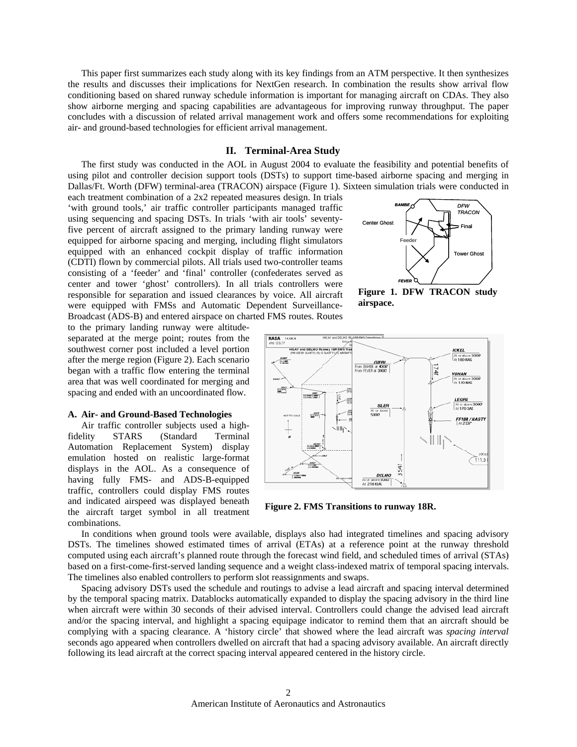This paper first summarizes each study along with its key findings from an ATM perspective. It then synthesizes the results and discusses their implications for NextGen research. In combination the results show arrival flow conditioning based on shared runway schedule information is important for managing aircraft on CDAs. They also show airborne merging and spacing capabilities are advantageous for improving runway throughput. The paper concludes with a discussion of related arrival management work and offers some recommendations for exploiting air- and ground-based technologies for efficient arrival management.

## II. Terminal-Area Study

The first study was conducted in the AOL in August 2004 to evaluate the feasibility and potential benefits of using pilot and controller decision support tools (DSTs) to support time-based airborne spacing and merging in Dallas/Ft. Worth (DFW) terminal-area (TRACON) airspace (Figure 1). Sixteen simulation trials were conducted in each treatment combination of a 2x2 repeated measures design. In trials 'with ground tools,' air traffic controller participants managed traffic using sequencing and spacing DSTs. In trials 'with air tools' seventy-five percent of aircraft assigned to the primary landing runway were equipped for airborne spacing and merging, including flight simulators equipped with an enhanced cockpit display of traffic information (CDTI) flown by commercial pilots. All trials used two-controller teams consisting of a 'feeder' and 'final' controller (confederates served as center and tower 'ghost' controllers). In all trials controllers were responsible for separation and issued clearances by voice. All aircraft were equipped with FMSs and Automatic Dependent Surveillance-Broadcast (ADS-B) and entered airspace on charted FMS routes. Routes to the primary landing runway were altitude-separated at the merge point; routes from the southwest corner post included a level portion after the merge region (Figure 2). Each scenario began with a traffic flow entering the terminal area that was well coordinated for merging and spacing and ended with an uncoordinated flow.

**Figure 1. DFW TRACON study airspace.**

**Figure 2. FMS Transitions to runway 18R.**

### A. Air- and Ground-Based Technologies

Air traffic controller subjects used a high-fidelity STARS (Standard Terminal Automation Replacement System) display emulation hosted on realistic large-format displays in the AOL. As a consequence of having fully FMS- and ADS-B-equipped traffic, controllers could display FMS routes and indicated airspeed was displayed beneath the aircraft target symbol in all treatment combinations.

In conditions when ground tools were available, displays also had integrated timelines and spacing advisory DSTs. The timelines showed estimated times of arrival (ETAs) at a reference point at the runway threshold computed using each aircraft's planned route through the forecast wind field, and scheduled times of arrival (STAs) based on a first-come-first-served landing sequence and a weight class-indexed matrix of temporal spacing intervals. The timelines also enabled controllers to perform slot reassignments and swaps.

Spacing advisory DSTs used the schedule and routings to advise a lead aircraft and spacing interval determined by the temporal spacing matrix. Datablocks automatically expanded to display the spacing advisory in the third line when aircraft were within 30 seconds of their advised interval. Controllers could change the advised lead aircraft and/or the spacing interval, and highlight a spacing equipage indicator to remind them that an aircraft should be complying with a spacing clearance. A 'history circle' that showed where the lead aircraft was *spacing interval* seconds ago appeared when controllers dwelled on aircraft that had a spacing advisory available. An aircraft directly following its lead aircraft at the correct spacing interval appeared centered in the history circle.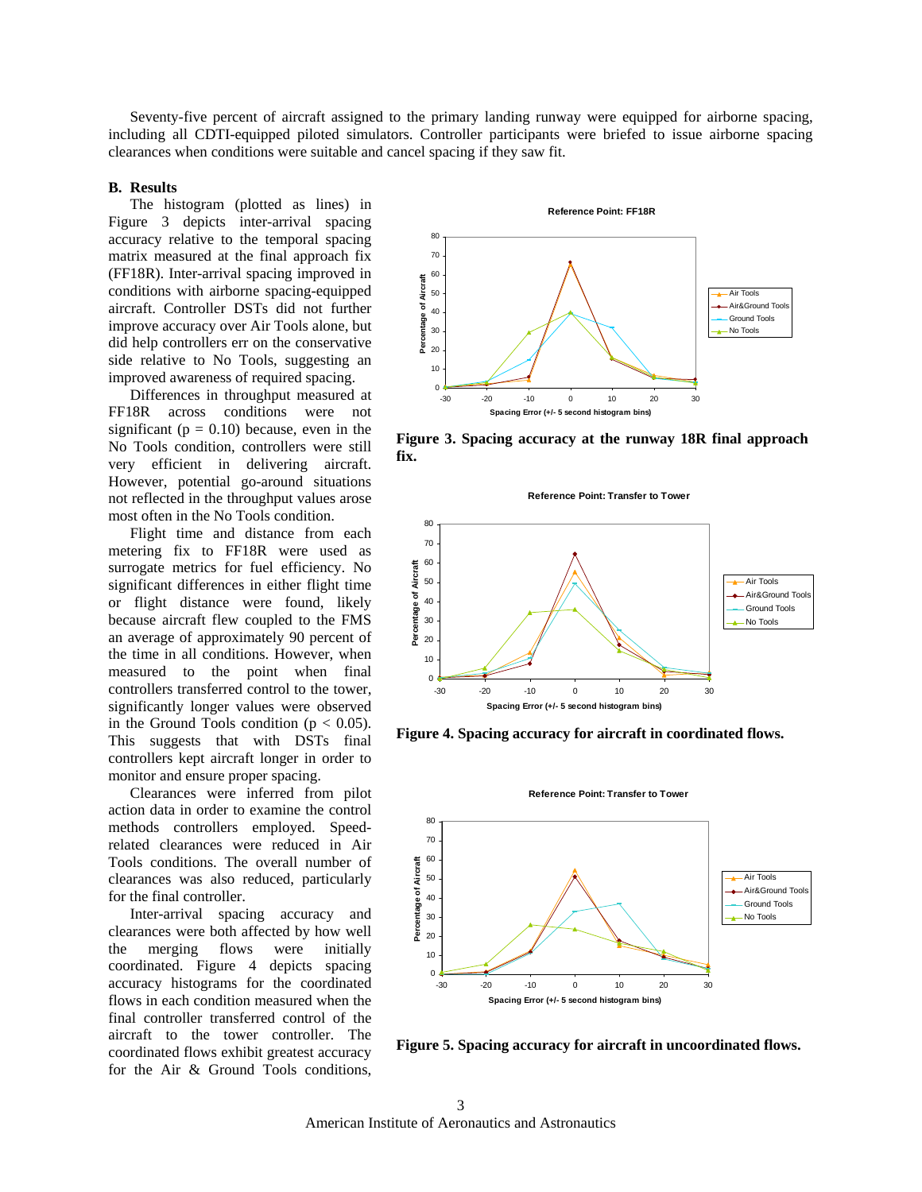Seventy-five percent of aircraft assigned to the primary landing runway were equipped for airborne spacing, including all CDTI-equipped piloted simulators. Controller participants were briefed to issue airborne spacing clearances when conditions were suitable and cancel spacing if they saw fit.

### B. Results

The histogram (plotted as lines) in Figure 3 depicts inter-arrival spacing accuracy relative to the temporal spacing matrix measured at the final approach fix (FF18R). Inter-arrival spacing improved in conditions with airborne spacing-equipped aircraft. Controller DSTs did not further improve accuracy over Air Tools alone, but did help controllers err on the conservative side relative to No Tools, suggesting an improved awareness of required spacing.

Differences in throughput measured at FF18R across conditions were not significant ($p = 0.10$) because, even in the No Tools condition, controllers were still very efficient in delivering aircraft. However, potential go-around situations not reflected in the throughput values arose most often in the No Tools condition.

Flight time and distance from each metering fix to FF18R were used as surrogate metrics for fuel efficiency. No significant differences in either flight time or flight distance were found, likely because aircraft flew coupled to the FMS an average of approximately 90 percent of the time in all conditions. However, when measured to the point when final controllers transferred control to the tower, significantly longer values were observed in the Ground Tools condition ($p < 0.05$). This suggests that with DSTs final controllers kept aircraft longer in order to monitor and ensure proper spacing.

Clearances were inferred from pilot action data in order to examine the control methods controllers employed. Speed-related clearances were reduced in Air Tools conditions. The overall number of clearances was also reduced, particularly for the final controller.

Inter-arrival spacing accuracy and clearances were both affected by how well the merging flows were initially coordinated. Figure 4 depicts spacing accuracy histograms for the coordinated flows in each condition measured when the final controller transferred control of the aircraft to the tower controller. The coordinated flows exhibit greatest accuracy for the Air & Ground Tools conditions,

**Figure 3. Spacing accuracy at the runway 18R final approach fix.**

**Figure 4. Spacing accuracy for aircraft in coordinated flows.**

**Figure 5. Spacing accuracy for aircraft in uncoordinated flows.**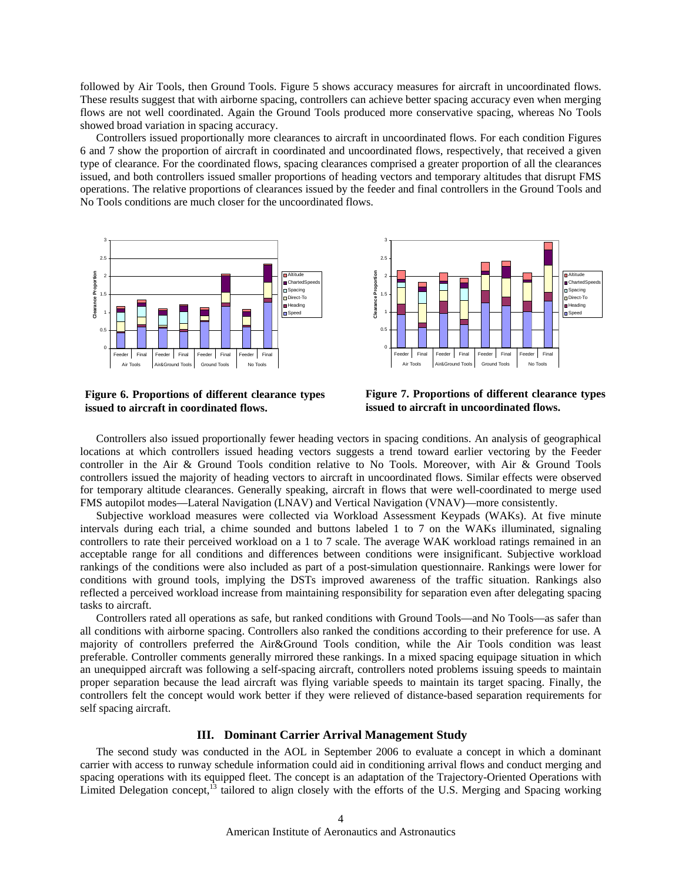followed by Air Tools, then Ground Tools. Figure 5 shows accuracy measures for aircraft in uncoordinated flows. These results suggest that with airborne spacing, controllers can achieve better spacing accuracy even when merging flows are not well coordinated. Again the Ground Tools produced more conservative spacing, whereas No Tools showed broad variation in spacing accuracy.

Controllers issued proportionally more clearances to aircraft in uncoordinated flows. For each condition Figures 6 and 7 show the proportion of aircraft in coordinated and uncoordinated flows, respectively, that received a given type of clearance. For the coordinated flows, spacing clearances comprised a greater proportion of all the clearances issued, and both controllers issued smaller proportions of heading vectors and temporary altitudes that disrupt FMS operations. The relative proportions of clearances issued by the feeder and final controllers in the Ground Tools and No Tools conditions are much closer for the uncoordinated flows.

**Figure 6. Proportions of different clearance types issued to aircraft in coordinated flows.**

**Figure 7. Proportions of different clearance types issued to aircraft in uncoordinated flows.**

Controllers also issued proportionally fewer heading vectors in spacing conditions. An analysis of geographical locations at which controllers issued heading vectors suggests a trend toward earlier vectoring by the Feeder controller in the Air & Ground Tools condition relative to No Tools. Moreover, with Air & Ground Tools controllers issued the majority of heading vectors to aircraft in uncoordinated flows. Similar effects were observed for temporary altitude clearances. Generally speaking, aircraft in flows that were well-coordinated to merge used FMS autopilot modes—Lateral Navigation (LNAV) and Vertical Navigation (VNAV)—more consistently.

Subjective workload measures were collected via Workload Assessment Keypads (WAKs). At five minute intervals during each trial, a chime sounded and buttons labeled 1 to 7 on the WAKs illuminated, signaling controllers to rate their perceived workload on a 1 to 7 scale. The average WAK workload ratings remained in an acceptable range for all conditions and differences between conditions were insignificant. Subjective workload rankings of the conditions were also included as part of a post-simulation questionnaire. Rankings were lower for conditions with ground tools, implying the DSTs improved awareness of the traffic situation. Rankings also reflected a perceived workload increase from maintaining responsibility for separation even after delegating spacing tasks to aircraft.

Controllers rated all operations as safe, but ranked conditions with Ground Tools—and No Tools—as safer than all conditions with airborne spacing. Controllers also ranked the conditions according to their preference for use. A majority of controllers preferred the Air&Ground Tools condition, while the Air Tools condition was least preferable. Controller comments generally mirrored these rankings. In a mixed spacing equipage situation in which an unequipped aircraft was following a self-spacing aircraft, controllers noted problems issuing speeds to maintain proper separation because the lead aircraft was flying variable speeds to maintain its target spacing. Finally, the controllers felt the concept would work better if they were relieved of distance-based separation requirements for self spacing aircraft.

## III. Dominant Carrier Arrival Management Study

The second study was conducted in the AOL in September 2006 to evaluate a concept in which a dominant carrier with access to runway schedule information could aid in conditioning arrival flows and conduct merging and spacing operations with its equipped fleet. The concept is an adaptation of the Trajectory-Oriented Operations with Limited Delegation concept,[13] tailored to align closely with the efforts of the U.S. Merging and Spacing working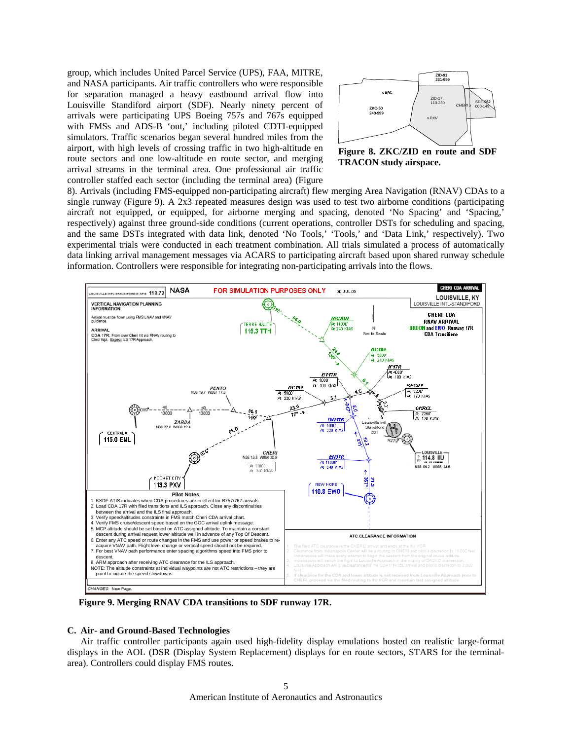group, which includes United Parcel Service (UPS), FAA, MITRE, and NASA participants. Air traffic controllers who were responsible for separation managed a heavy eastbound arrival flow into Louisville Standiford airport (SDF). Nearly ninety percent of arrivals were participating UPS Boeing 757s and 767s equipped with FMSs and ADS-B 'out,' including piloted CDTI-equipped simulators. Traffic scenarios began several hundred miles from the airport, with high levels of crossing traffic in two high-altitude en route sectors and one low-altitude en route sector, and merging arrival streams in the terminal area. One professional air traffic controller staffed each sector (including the terminal area) (Figure 8). Arrivals (including FMS-equipped non-participating aircraft) flew merging Area Navigation (RNAV) CDAs to a single runway (Figure 9). A 2x3 repeated measures design was used to test two airborne conditions (participating aircraft not equipped, or equipped, for airborne merging and spacing, denoted 'No Spacing' and 'Spacing,' respectively) against three ground-side conditions (current operations, controller DSTs for scheduling and spacing, and the same DSTs integrated with data link, denoted 'No Tools,' 'Tools,' and 'Data Link,' respectively). Two experimental trials were conducted in each treatment combination. All trials simulated a process of automatically data linking arrival management messages via ACARS to participating aircraft based upon shared runway schedule information. Controllers were responsible for integrating non-participating arrivals into the flows.

**Figure 8. ZKC/ZID en route and SDF TRACON study airspace.**

**Figure 9. Merging RNAV CDA transitions to SDF runway 17R.**

### C. Air- and Ground-Based Technologies

Air traffic controller participants again used high-fidelity display emulations hosted on realistic large-format displays in the AOL (DSR (Display System Replacement) displays for en route sectors, STARS for the terminal-area). Controllers could display FMS routes.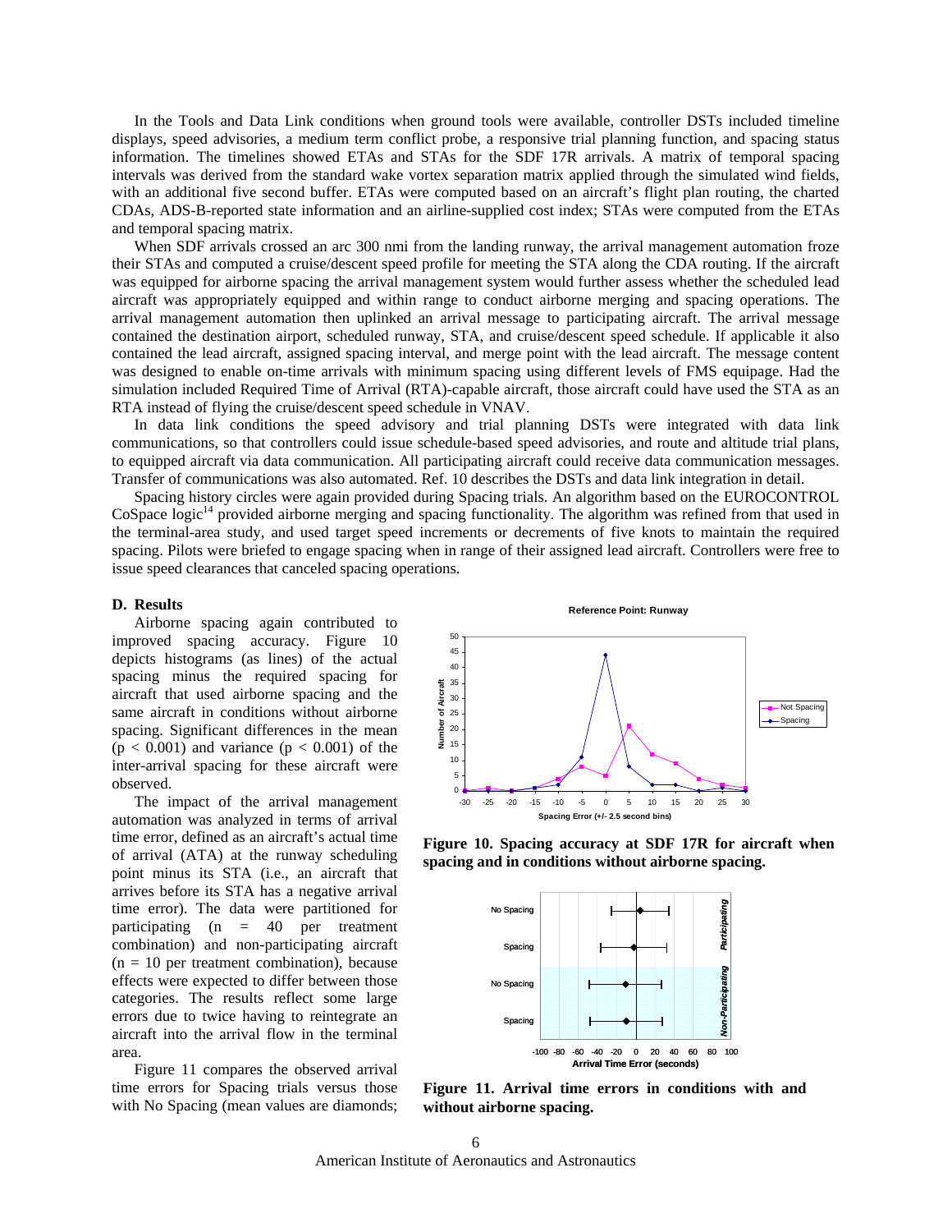In the Tools and Data Link conditions when ground tools were available, controller DSTs included timeline displays, speed advisories, a medium term conflict probe, a responsive trial planning function, and spacing status information. The timelines showed ETAs and STAs for the SDF 17R arrivals. A matrix of temporal spacing intervals was derived from the standard wake vortex separation matrix applied through the simulated wind fields, with an additional five second buffer. ETAs were computed based on an aircraft's flight plan routing, the charted CDAs, ADS-B-reported state information and an airline-supplied cost index; STAs were computed from the ETAs and temporal spacing matrix.

When SDF arrivals crossed an arc 300 nmi from the landing runway, the arrival management automation froze their STAs and computed a cruise/descent speed profile for meeting the STA along the CDA routing. If the aircraft was equipped for airborne spacing the arrival management system would further assess whether the scheduled lead aircraft was appropriately equipped and within range to conduct airborne merging and spacing operations. The arrival management automation then uplinked an arrival message to participating aircraft. The arrival message contained the destination airport, scheduled runway, STA, and cruise/descent speed schedule. If applicable it also contained the lead aircraft, assigned spacing interval, and merge point with the lead aircraft. The message content was designed to enable on-time arrivals with minimum spacing using different levels of FMS equipage. Had the simulation included Required Time of Arrival (RTA)-capable aircraft, those aircraft could have used the STA as an RTA instead of flying the cruise/descent speed schedule in VNAV.

In data link conditions the speed advisory and trial planning DSTs were integrated with data link communications, so that controllers could issue schedule-based speed advisories, and route and altitude trial plans, to equipped aircraft via data communication. All participating aircraft could receive data communication messages. Transfer of communications was also automated. Ref. 10 describes the DSTs and data link integration in detail.

Spacing history circles were again provided during Spacing trials. An algorithm based on the EUROCONTROL CoSpace logic[14] provided airborne merging and spacing functionality. The algorithm was refined from that used in the terminal-area study, and used target speed increments or decrements of five knots to maintain the required spacing. Pilots were briefed to engage spacing when in range of their assigned lead aircraft. Controllers were free to issue speed clearances that canceled spacing operations.

### D. Results

Airborne spacing again contributed to improved spacing accuracy. Figure 10 depicts histograms (as lines) of the actual spacing minus the required spacing for aircraft that used airborne spacing and the same aircraft in conditions without airborne spacing. Significant differences in the mean ($p < 0.001$) and variance ($p < 0.001$) of the inter-arrival spacing for these aircraft were observed.

The impact of the arrival management automation was analyzed in terms of arrival time error, defined as an aircraft's actual time of arrival (ATA) at the runway scheduling point minus its STA (i.e., an aircraft that arrives before its STA has a negative arrival time error). The data were partitioned for participating ($n = 40$ per treatment combination) and non-participating aircraft ($n = 10$ per treatment combination), because effects were expected to differ between those categories. The results reflect some large errors due to twice having to reintegrate an aircraft into the arrival flow in the terminal area.

Figure 11 compares the observed arrival time errors for Spacing trials versus those with No Spacing (mean values are diamonds;

**Figure 10. Spacing accuracy at SDF 17R for aircraft when spacing and in conditions without airborne spacing.**

**Figure 11. Arrival time errors in conditions with and without airborne spacing.**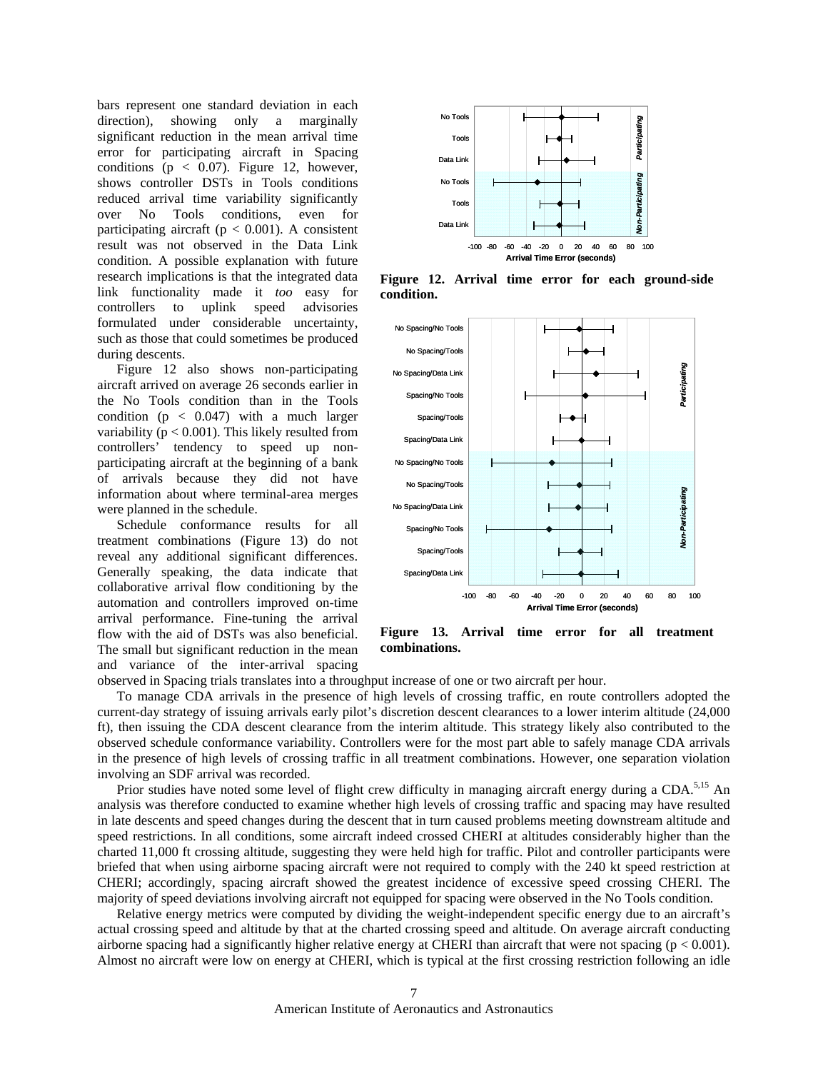bars represent one standard deviation in each direction), showing only a marginally significant reduction in the mean arrival time error for participating aircraft in Spacing conditions ($p < 0.07$). Figure 12, however, shows controller DSTs in Tools conditions reduced arrival time variability significantly over No Tools conditions, even for participating aircraft ($p < 0.001$). A consistent result was not observed in the Data Link condition. A possible explanation with future research implications is that the integrated data link functionality made it *too* easy for controllers to uplink speed advisories formulated under considerable uncertainty, such as those that could sometimes be produced during descents.

Figure 12 also shows non-participating aircraft arrived on average 26 seconds earlier in the No Tools condition than in the Tools condition ($p < 0.047$) with a much larger variability ($p < 0.001$). This likely resulted from controllers' tendency to speed up non-participating aircraft at the beginning of a bank of arrivals because they did not have information about where terminal-area merges were planned in the schedule.

Schedule conformance results for all treatment combinations (Figure 13) do not reveal any additional significant differences. Generally speaking, the data indicate that collaborative arrival flow conditioning by the automation and controllers improved on-time arrival performance. Fine-tuning the arrival flow with the aid of DSTs was also beneficial. The small but significant reduction in the mean and variance of the inter-arrival spacing observed in Spacing trials translates into a throughput increase of one or two aircraft per hour.

**Figure 12. Arrival time error for each ground-side condition.**

**Figure 13. Arrival time error for all treatment combinations.**

To manage CDA arrivals in the presence of high levels of crossing traffic, en route controllers adopted the current-day strategy of issuing arrivals early pilot's discretion descent clearances to a lower interim altitude (24,000 ft), then issuing the CDA descent clearance from the interim altitude. This strategy likely also contributed to the observed schedule conformance variability. Controllers were for the most part able to safely manage CDA arrivals in the presence of high levels of crossing traffic in all treatment combinations. However, one separation violation involving an SDF arrival was recorded.

Prior studies have noted some level of flight crew difficulty in managing aircraft energy during a CDA.[5,15] An analysis was therefore conducted to examine whether high levels of crossing traffic and spacing may have resulted in late descents and speed changes during the descent that in turn caused problems meeting downstream altitude and speed restrictions. In all conditions, some aircraft indeed crossed CHERI at altitudes considerably higher than the charted 11,000 ft crossing altitude, suggesting they were held high for traffic. Pilot and controller participants were briefed that when using airborne spacing aircraft were not required to comply with the 240 kt speed restriction at CHERI; accordingly, spacing aircraft showed the greatest incidence of excessive speed crossing CHERI. The majority of speed deviations involving aircraft not equipped for spacing were observed in the No Tools condition.

Relative energy metrics were computed by dividing the weight-independent specific energy due to an aircraft's actual crossing speed and altitude by that at the charted crossing speed and altitude. On average aircraft conducting airborne spacing had a significantly higher relative energy at CHERI than aircraft that were not spacing ($p < 0.001$). Almost no aircraft were low on energy at CHERI, which is typical at the first crossing restriction following an idle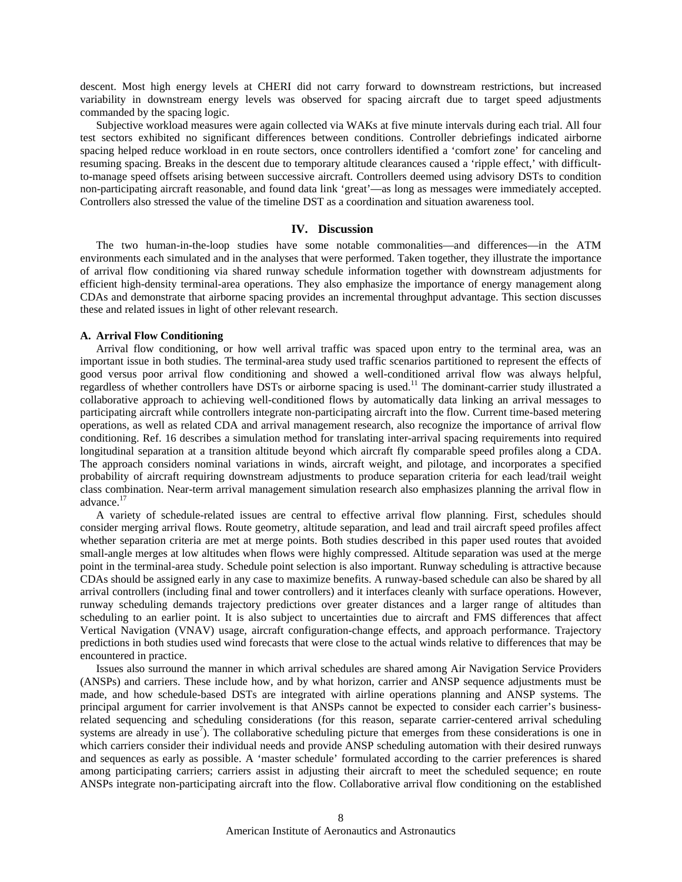descent. Most high energy levels at CHERI did not carry forward to downstream restrictions, but increased variability in downstream energy levels was observed for spacing aircraft due to target speed adjustments commanded by the spacing logic.

Subjective workload measures were again collected via WAKs at five minute intervals during each trial. All four test sectors exhibited no significant differences between conditions. Controller debriefings indicated airborne spacing helped reduce workload in en route sectors, once controllers identified a 'comfort zone' for canceling and resuming spacing. Breaks in the descent due to temporary altitude clearances caused a 'ripple effect,' with difficult-to-manage speed offsets arising between successive aircraft. Controllers deemed using advisory DSTs to condition non-participating aircraft reasonable, and found data link 'great'—as long as messages were immediately accepted. Controllers also stressed the value of the timeline DST as a coordination and situation awareness tool.

## IV. Discussion

The two human-in-the-loop studies have some notable commonalities—and differences—in the ATM environments each simulated and in the analyses that were performed. Taken together, they illustrate the importance of arrival flow conditioning via shared runway schedule information together with downstream adjustments for efficient high-density terminal-area operations. They also emphasize the importance of energy management along CDAs and demonstrate that airborne spacing provides an incremental throughput advantage. This section discusses these and related issues in light of other relevant research.

### A. Arrival Flow Conditioning

Arrival flow conditioning, or how well arrival traffic was spaced upon entry to the terminal area, was an important issue in both studies. The terminal-area study used traffic scenarios partitioned to represent the effects of good versus poor arrival flow conditioning and showed a well-conditioned arrival flow was always helpful, regardless of whether controllers have DSTs or airborne spacing is used.[11] The dominant-carrier study illustrated a collaborative approach to achieving well-conditioned flows by automatically data linking an arrival messages to participating aircraft while controllers integrate non-participating aircraft into the flow. Current time-based metering operations, as well as related CDA and arrival management research, also recognize the importance of arrival flow conditioning. Ref. 16 describes a simulation method for translating inter-arrival spacing requirements into required longitudinal separation at a transition altitude beyond which aircraft fly comparable speed profiles along a CDA. The approach considers nominal variations in winds, aircraft weight, and pilotage, and incorporates a specified probability of aircraft requiring downstream adjustments to produce separation criteria for each lead/trail weight class combination. Near-term arrival management simulation research also emphasizes planning the arrival flow in advance.[17]

A variety of schedule-related issues are central to effective arrival flow planning. First, schedules should consider merging arrival flows. Route geometry, altitude separation, and lead and trail aircraft speed profiles affect whether separation criteria are met at merge points. Both studies described in this paper used routes that avoided small-angle merges at low altitudes when flows were highly compressed. Altitude separation was used at the merge point in the terminal-area study. Schedule point selection is also important. Runway scheduling is attractive because CDAs should be assigned early in any case to maximize benefits. A runway-based schedule can also be shared by all arrival controllers (including final and tower controllers) and it interfaces cleanly with surface operations. However, runway scheduling demands trajectory predictions over greater distances and a larger range of altitudes than scheduling to an earlier point. It is also subject to uncertainties due to aircraft and FMS differences that affect Vertical Navigation (VNAV) usage, aircraft configuration-change effects, and approach performance. Trajectory predictions in both studies used wind forecasts that were close to the actual winds relative to differences that may be encountered in practice.

Issues also surround the manner in which arrival schedules are shared among Air Navigation Service Providers (ANSPs) and carriers. These include how, and by what horizon, carrier and ANSP sequence adjustments must be made, and how schedule-based DSTs are integrated with airline operations planning and ANSP systems. The principal argument for carrier involvement is that ANSPs cannot be expected to consider each carrier's business-related sequencing and scheduling considerations (for this reason, separate carrier-centered arrival scheduling systems are already in use[7]). The collaborative scheduling picture that emerges from these considerations is one in which carriers consider their individual needs and provide ANSP scheduling automation with their desired runways and sequences as early as possible. A 'master schedule' formulated according to the carrier preferences is shared among participating carriers; carriers assist in adjusting their aircraft to meet the scheduled sequence; en route ANSPs integrate non-participating aircraft into the flow. Collaborative arrival flow conditioning on the established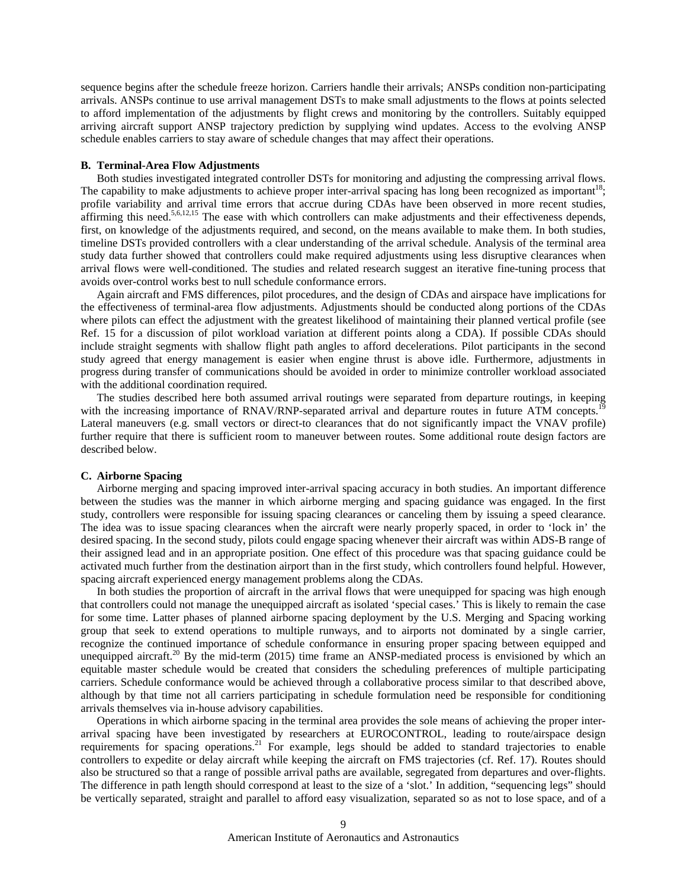sequence begins after the schedule freeze horizon. Carriers handle their arrivals; ANSPs condition non-participating arrivals. ANSPs continue to use arrival management DSTs to make small adjustments to the flows at points selected to afford implementation of the adjustments by flight crews and monitoring by the controllers. Suitably equipped arriving aircraft support ANSP trajectory prediction by supplying wind updates. Access to the evolving ANSP schedule enables carriers to stay aware of schedule changes that may affect their operations.

### B. Terminal-Area Flow Adjustments

Both studies investigated integrated controller DSTs for monitoring and adjusting the compressing arrival flows. The capability to make adjustments to achieve proper inter-arrival spacing has long been recognized as important[18]; profile variability and arrival time errors that accrue during CDAs have been observed in more recent studies, affirming this need.[5,6,12,15] The ease with which controllers can make adjustments and their effectiveness depends, first, on knowledge of the adjustments required, and second, on the means available to make them. In both studies, timeline DSTs provided controllers with a clear understanding of the arrival schedule. Analysis of the terminal area study data further showed that controllers could make required adjustments using less disruptive clearances when arrival flows were well-conditioned. The studies and related research suggest an iterative fine-tuning process that avoids over-control works best to null schedule conformance errors.

Again aircraft and FMS differences, pilot procedures, and the design of CDAs and airspace have implications for the effectiveness of terminal-area flow adjustments. Adjustments should be conducted along portions of the CDAs where pilots can effect the adjustment with the greatest likelihood of maintaining their planned vertical profile (see Ref. 15 for a discussion of pilot workload variation at different points along a CDA). If possible CDAs should include straight segments with shallow flight path angles to afford decelerations. Pilot participants in the second study agreed that energy management is easier when engine thrust is above idle. Furthermore, adjustments in progress during transfer of communications should be avoided in order to minimize controller workload associated with the additional coordination required.

The studies described here both assumed arrival routings were separated from departure routings, in keeping with the increasing importance of RNAV/RNP-separated arrival and departure routes in future ATM concepts.[19] Lateral maneuvers (e.g. small vectors or direct-to clearances that do not significantly impact the VNAV profile) further require that there is sufficient room to maneuver between routes. Some additional route design factors are described below.

### C. Airborne Spacing

Airborne merging and spacing improved inter-arrival spacing accuracy in both studies. An important difference between the studies was the manner in which airborne merging and spacing guidance was engaged. In the first study, controllers were responsible for issuing spacing clearances or canceling them by issuing a speed clearance. The idea was to issue spacing clearances when the aircraft were nearly properly spaced, in order to 'lock in' the desired spacing. In the second study, pilots could engage spacing whenever their aircraft was within ADS-B range of their assigned lead and in an appropriate position. One effect of this procedure was that spacing guidance could be activated much further from the destination airport than in the first study, which controllers found helpful. However, spacing aircraft experienced energy management problems along the CDAs.

In both studies the proportion of aircraft in the arrival flows that were unequipped for spacing was high enough that controllers could not manage the unequipped aircraft as isolated 'special cases.' This is likely to remain the case for some time. Latter phases of planned airborne spacing deployment by the U.S. Merging and Spacing working group that seek to extend operations to multiple runways, and to airports not dominated by a single carrier, recognize the continued importance of schedule conformance in ensuring proper spacing between equipped and unequipped aircraft.[20] By the mid-term (2015) time frame an ANSP-mediated process is envisioned by which an equitable master schedule would be created that considers the scheduling preferences of multiple participating carriers. Schedule conformance would be achieved through a collaborative process similar to that described above, although by that time not all carriers participating in schedule formulation need be responsible for conditioning arrivals themselves via in-house advisory capabilities.

Operations in which airborne spacing in the terminal area provides the sole means of achieving the proper inter-arrival spacing have been investigated by researchers at EUROCONTROL, leading to route/airspace design requirements for spacing operations.[21] For example, legs should be added to standard trajectories to enable controllers to expedite or delay aircraft while keeping the aircraft on FMS trajectories (cf. Ref. 17). Routes should also be structured so that a range of possible arrival paths are available, segregated from departures and over-flights. The difference in path length should correspond at least to the size of a 'slot.' In addition, "sequencing legs" should be vertically separated, straight and parallel to afford easy visualization, separated so as not to lose space, and of a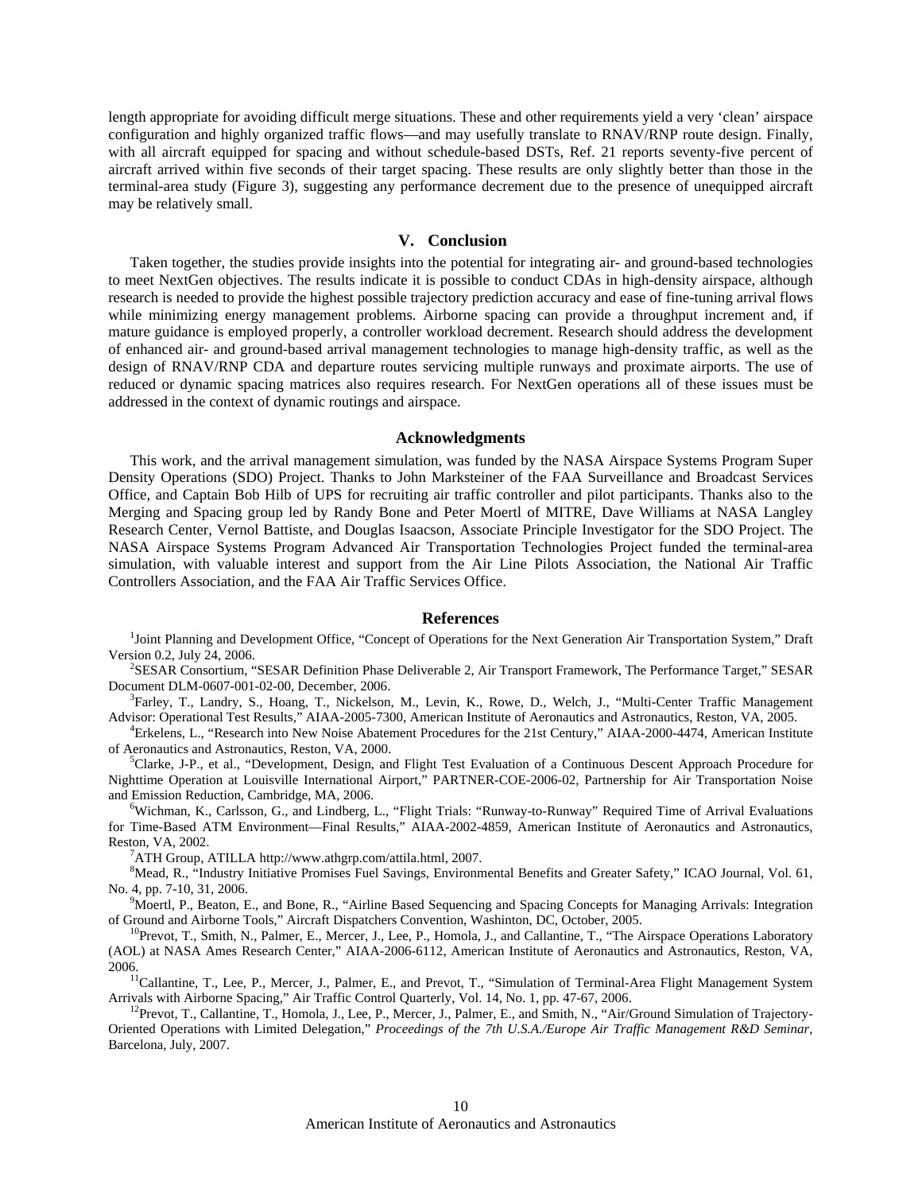length appropriate for avoiding difficult merge situations. These and other requirements yield a very 'clean' airspace configuration and highly organized traffic flows—and may usefully translate to RNAV/RNP route design. Finally, with all aircraft equipped for spacing and without schedule-based DSTs, Ref. 21 reports seventy-five percent of aircraft arrived within five seconds of their target spacing. These results are only slightly better than those in the terminal-area study (Figure 3), suggesting any performance decrement due to the presence of unequipped aircraft may be relatively small.

## V. Conclusion

Taken together, the studies provide insights into the potential for integrating air- and ground-based technologies to meet NextGen objectives. The results indicate it is possible to conduct CDAs in high-density airspace, although research is needed to provide the highest possible trajectory prediction accuracy and ease of fine-tuning arrival flows while minimizing energy management problems. Airborne spacing can provide a throughput increment and, if mature guidance is employed properly, a controller workload decrement. Research should address the development of enhanced air- and ground-based arrival management technologies to manage high-density traffic, as well as the design of RNAV/RNP CDA and departure routes servicing multiple runways and proximate airports. The use of reduced or dynamic spacing matrices also requires research. For NextGen operations all of these issues must be addressed in the context of dynamic routings and airspace.

## Acknowledgments

This work, and the arrival management simulation, was funded by the NASA Airspace Systems Program Super Density Operations (SDO) Project. Thanks to John Marksteiner of the FAA Surveillance and Broadcast Services Office, and Captain Bob Hilb of UPS for recruiting air traffic controller and pilot participants. Thanks also to the Merging and Spacing group led by Randy Bone and Peter Moertl of MITRE, Dave Williams at NASA Langley Research Center, Vernol Battiste, and Douglas Isaacson, Associate Principle Investigator for the SDO Project. The NASA Airspace Systems Program Advanced Air Transportation Technologies Project funded the terminal-area simulation, with valuable interest and support from the Air Line Pilots Association, the National Air Traffic Controllers Association, and the FAA Air Traffic Services Office.

## References

[1]Joint Planning and Development Office, "Concept of Operations for the Next Generation Air Transportation System," Draft Version 0.2, July 24, 2006.

[2]SESAR Consortium, "SESAR Definition Phase Deliverable 2, Air Transport Framework, The Performance Target," SESAR Document DLM-0607-001-02-00, December, 2006.

[3]Farley, T., Landry, S., Hoang, T., Nickelson, M., Levin, K., Rowe, D., Welch, J., "Multi-Center Traffic Management Advisor: Operational Test Results," AIAA-2005-7300, American Institute of Aeronautics and Astronautics, Reston, VA, 2005.

[4]Erkelens, L., "Research into New Noise Abatement Procedures for the 21st Century," AIAA-2000-4474, American Institute of Aeronautics and Astronautics, Reston, VA, 2000.

[5]Clarke, J-P., et al., "Development, Design, and Flight Test Evaluation of a Continuous Descent Approach Procedure for Nighttime Operation at Louisville International Airport," PARTNER-COE-2006-02, Partnership for Air Transportation Noise and Emission Reduction, Cambridge, MA, 2006.

[6]Wichman, K., Carlsson, G., and Lindberg, L., "Flight Trials: "Runway-to-Runway" Required Time of Arrival Evaluations for Time-Based ATM Environment—Final Results," AIAA-2002-4859, American Institute of Aeronautics and Astronautics, Reston, VA, 2002.

[7]ATH Group, ATILLA http://www.athgrp.com/attila.html, 2007.

[8]Mead, R., "Industry Initiative Promises Fuel Savings, Environmental Benefits and Greater Safety," ICAO Journal, Vol. 61, No. 4, pp. 7-10, 31, 2006.

[9]Moertl, P., Beaton, E., and Bone, R., "Airline Based Sequencing and Spacing Concepts for Managing Arrivals: Integration of Ground and Airborne Tools," Aircraft Dispatchers Convention, Washinton, DC, October, 2005.

[10]Prevot, T., Smith, N., Palmer, E., Mercer, J., Lee, P., Homola, J., and Callantine, T., "The Airspace Operations Laboratory (AOL) at NASA Ames Research Center," AIAA-2006-6112, American Institute of Aeronautics and Astronautics, Reston, VA, 2006.

[11]Callantine, T., Lee, P., Mercer, J., Palmer, E., and Prevot, T., "Simulation of Terminal-Area Flight Management System Arrivals with Airborne Spacing," Air Traffic Control Quarterly, Vol. 14, No. 1, pp. 47-67, 2006.

[12]Prevot, T., Callantine, T., Homola, J., Lee, P., Mercer, J., Palmer, E., and Smith, N., "Air/Ground Simulation of Trajectory-Oriented Operations with Limited Delegation," *Proceedings of the 7th U.S.A./Europe Air Traffic Management R&D Seminar*, Barcelona, July, 2007.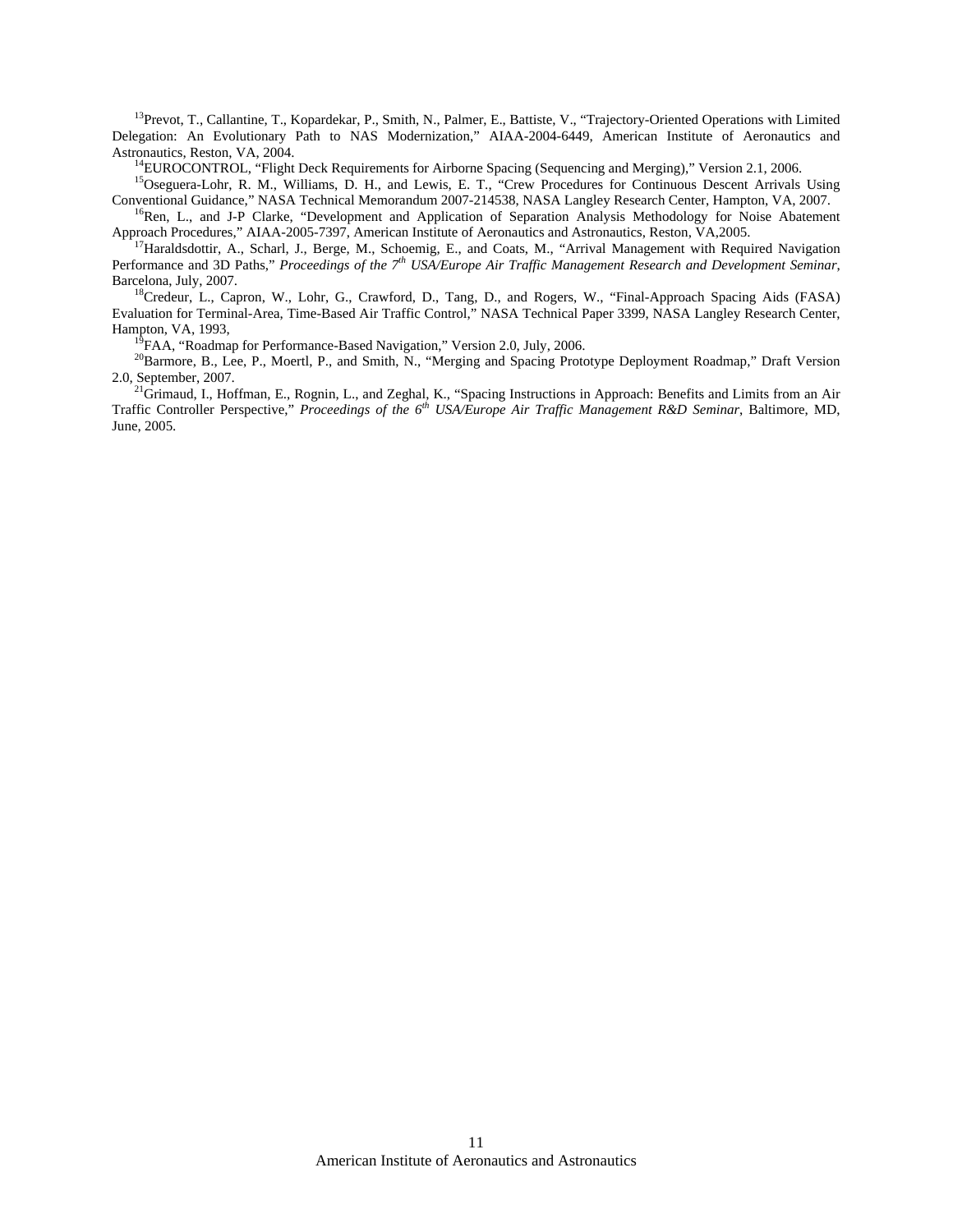[13]Prevot, T., Callantine, T., Kopardekar, P., Smith, N., Palmer, E., Battiste, V., "Trajectory-Oriented Operations with Limited Delegation: An Evolutionary Path to NAS Modernization," AIAA-2004-6449, American Institute of Aeronautics and Astronautics, Reston, VA, 2004.

[14]EUROCONTROL, "Flight Deck Requirements for Airborne Spacing (Sequencing and Merging)," Version 2.1, 2006.

[15]Oseguera-Lohr, R. M., Williams, D. H., and Lewis, E. T., "Crew Procedures for Continuous Descent Arrivals Using Conventional Guidance," NASA Technical Memorandum 2007-214538, NASA Langley Research Center, Hampton, VA, 2007.

[16]Ren, L., and J-P Clarke, "Development and Application of Separation Analysis Methodology for Noise Abatement Approach Procedures," AIAA-2005-7397, American Institute of Aeronautics and Astronautics, Reston, VA,2005.

[17]Haraldsdottir, A., Scharl, J., Berge, M., Schoemig, E., and Coats, M., "Arrival Management with Required Navigation Performance and 3D Paths," *Proceedings of the 7th USA/Europe Air Traffic Management Research and Development Seminar*, Barcelona, July, 2007.

[18]Credeur, L., Capron, W., Lohr, G., Crawford, D., Tang, D., and Rogers, W., "Final-Approach Spacing Aids (FASA) Evaluation for Terminal-Area, Time-Based Air Traffic Control," NASA Technical Paper 3399, NASA Langley Research Center, Hampton, VA, 1993,

[19]FAA, "Roadmap for Performance-Based Navigation," Version 2.0, July, 2006.

[20]Barmore, B., Lee, P., Moertl, P., and Smith, N., "Merging and Spacing Prototype Deployment Roadmap," Draft Version 2.0, September, 2007.

[21]Grimaud, I., Hoffman, E., Rognin, L., and Zeghal, K., "Spacing Instructions in Approach: Benefits and Limits from an Air Traffic Controller Perspective," *Proceedings of the 6th USA/Europe Air Traffic Management R&D Seminar*, Baltimore, MD, June, 2005.